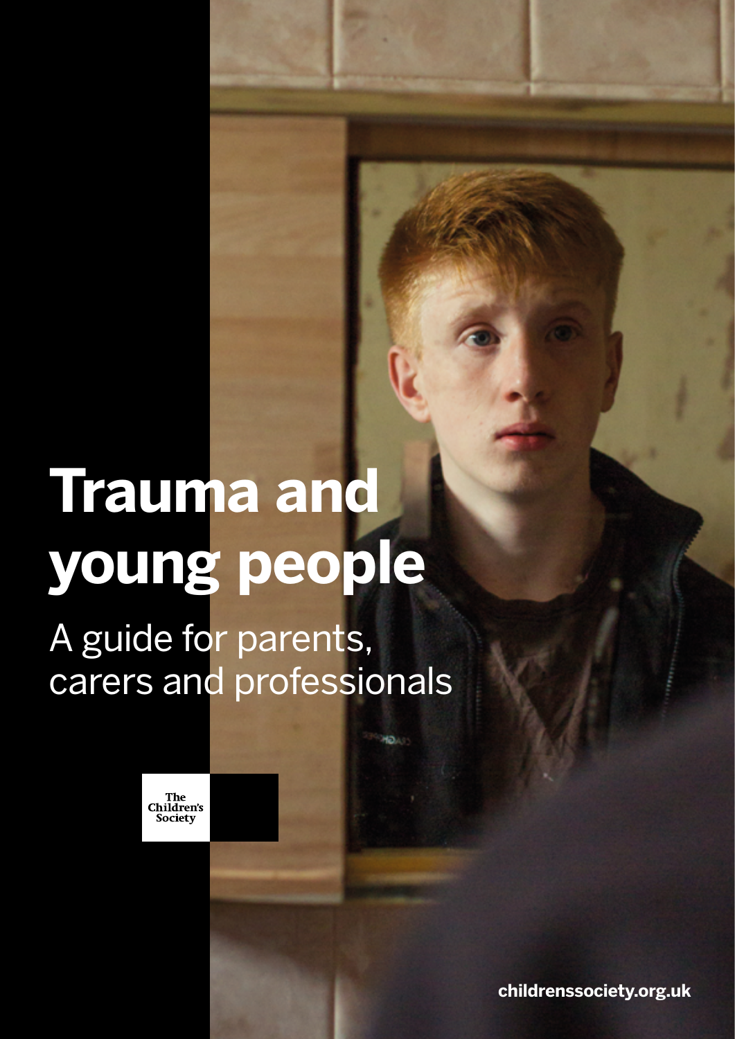# Trauma and young people

A guide for parents, carers and professionals

The Children's Society

childrenssociety.org.uk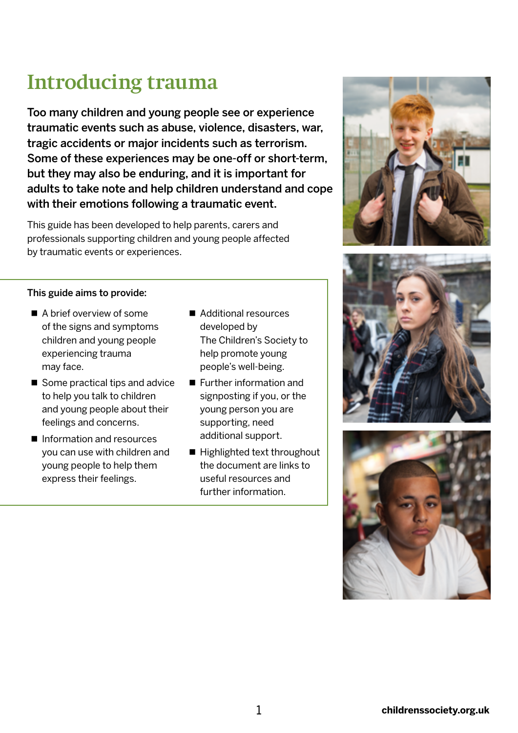# Introducing trauma

**Too many children and young people see or experience traumatic events such as abuse, violence, disasters, war, tragic accidents or major incidents such as terrorism. Some of these experiences may be one-off or short-term, but they may also be enduring, and it is important for adults to take note and help children understand and cope with their emotions following a traumatic event.**

This guide has been developed to help parents, carers and professionals supporting children and young people affected by traumatic events or experiences.

**This guide aims to provide:**

- A brief overview of some of the signs and symptoms children and young people experiencing trauma may face.
- Some practical tips and advice to help you talk to children and young people about their feelings and concerns.
- Information and resources you can use with children and young people to help them express their feelings.
- Additional resources developed by The Children's Society to help promote young people's well-being.
- Further information and signposting if you, or the young person you are supporting, need additional support.
- Highlighted text throughout the document are links to useful resources and further information.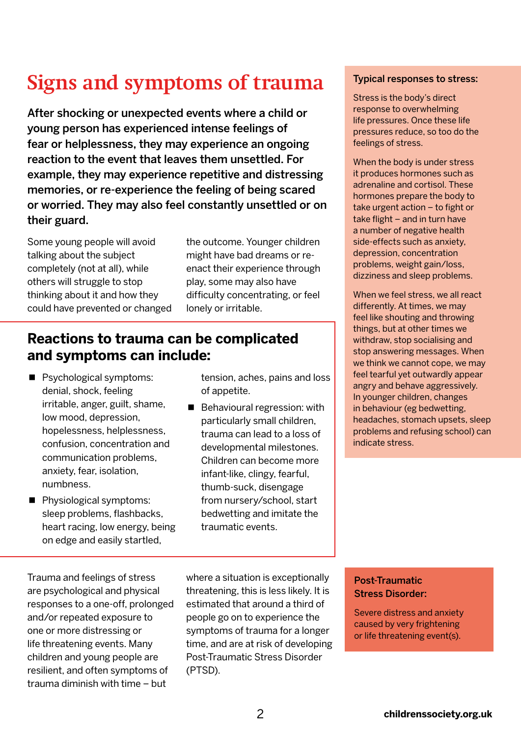// Note: on pages with multiple columns and sidebars, reading order follows main content first, then sidebars.

# Signs and symptoms of trauma

**After shocking or unexpected events where a child or young person has experienced intense feelings of fear or helplessness, they may experience an ongoing reaction to the event that leaves them unsettled. For example, they may experience repetitive and distressing memories, or re-experience the feeling of being scared or worried. They may also feel constantly unsettled or on their guard.**

Some young people will avoid talking about the subject completely (not at all), while others will struggle to stop thinking about it and how they could have prevented or changed the outcome. Younger children might have bad dreams or re-enact their experience through play, some may also have difficulty concentrating, or feel lonely or irritable.

## Reactions to trauma can be complicated and symptoms can include:

- Psychological symptoms: denial, shock, feeling irritable, anger, guilt, shame, low mood, depression, hopelessness, helplessness, confusion, concentration and communication problems, anxiety, fear, isolation, numbness.
- Physiological symptoms: sleep problems, flashbacks, heart racing, low energy, being on edge and easily startled, tension, aches, pains and loss of appetite.
- Behavioural regression: with particularly small children, trauma can lead to a loss of developmental milestones. Children can become more infant-like, clingy, fearful, thumb-suck, disengage from nursery/school, start bedwetting and imitate the traumatic events.

Trauma and feelings of stress are psychological and physical responses to a one-off, prolonged and/or repeated exposure to one or more distressing or life threatening events. Many children and young people are resilient, and often symptoms of trauma diminish with time – but where a situation is exceptionally threatening, this is less likely. It is estimated that around a third of people go on to experience the symptoms of trauma for a longer time, and are at risk of developing Post-Traumatic Stress Disorder (PTSD).

**Typical responses to stress:**

Stress is the body's direct response to overwhelming life pressures. Once these life pressures reduce, so too do the feelings of stress.

When the body is under stress it produces hormones such as adrenaline and cortisol. These hormones prepare the body to take urgent action – to fight or take flight – and in turn have a number of negative health side-effects such as anxiety, depression, concentration problems, weight gain/loss, dizziness and sleep problems.

When we feel stress, we all react differently. At times, we may feel like shouting and throwing things, but at other times we withdraw, stop socialising and stop answering messages. When we think we cannot cope, we may feel tearful yet outwardly appear angry and behave aggressively. In younger children, changes in behaviour (eg bedwetting, headaches, stomach upsets, sleep problems and refusing school) can indicate stress.

**Post-Traumatic Stress Disorder:**

Severe distress and anxiety caused by very frightening or life threatening event(s).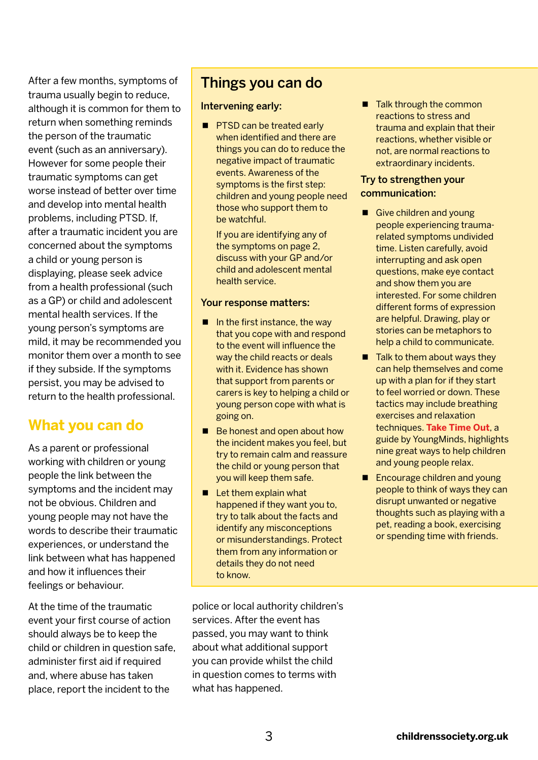After a few months, symptoms of trauma usually begin to reduce, although it is common for them to return when something reminds the person of the traumatic event (such as an anniversary). However for some people their traumatic symptoms can get worse instead of better over time and develop into mental health problems, including PTSD. If, after a traumatic incident you are concerned about the symptoms a child or young person is displaying, please seek advice from a health professional (such as a GP) or child and adolescent mental health services. If the young person's symptoms are mild, it may be recommended you monitor them over a month to see if they subside. If the symptoms persist, you may be advised to return to the health professional.

## What you can do

As a parent or professional working with children or young people the link between the symptoms and the incident may not be obvious. Children and young people may not have the words to describe their traumatic experiences, or understand the link between what has happened and how it influences their feelings or behaviour.

At the time of the traumatic event your first course of action should always be to keep the child or children in question safe, administer first aid if required and, where abuse has taken place, report the incident to the police or local authority children's services. After the event has passed, you may want to think about what additional support you can provide whilst the child in question comes to terms with what has happened.

## Things you can do

### Intervening early:

- PTSD can be treated early when identified and there are things you can do to reduce the negative impact of traumatic events. Awareness of the symptoms is the first step: children and young people need those who support them to be watchful.

  If you are identifying any of the symptoms on page 2, discuss with your GP and/or child and adolescent mental health service.

### Your response matters:

- In the first instance, the way that you cope with and respond to the event will influence the way the child reacts or deals with it. Evidence has shown that support from parents or carers is key to helping a child or young person cope with what is going on.
- Be honest and open about how the incident makes you feel, but try to remain calm and reassure the child or young person that you will keep them safe.
- Let them explain what happened if they want you to, try to talk about the facts and identify any misconceptions or misunderstandings. Protect them from any information or details they do not need to know.
- Talk through the common reactions to stress and trauma and explain that their reactions, whether visible or not, are normal reactions to extraordinary incidents.

### Try to strengthen your communication:

- Give children and young people experiencing trauma-related symptoms undivided time. Listen carefully, avoid interrupting and ask open questions, make eye contact and show them you are interested. For some children different forms of expression are helpful. Drawing, play or stories can be metaphors to help a child to communicate.
- Talk to them about ways they can help themselves and come up with a plan for if they start to feel worried or down. These tactics may include breathing exercises and relaxation techniques. **Take Time Out**, a guide by YoungMinds, highlights nine great ways to help children and young people relax.
- Encourage children and young people to think of ways they can disrupt unwanted or negative thoughts such as playing with a pet, reading a book, exercising or spending time with friends.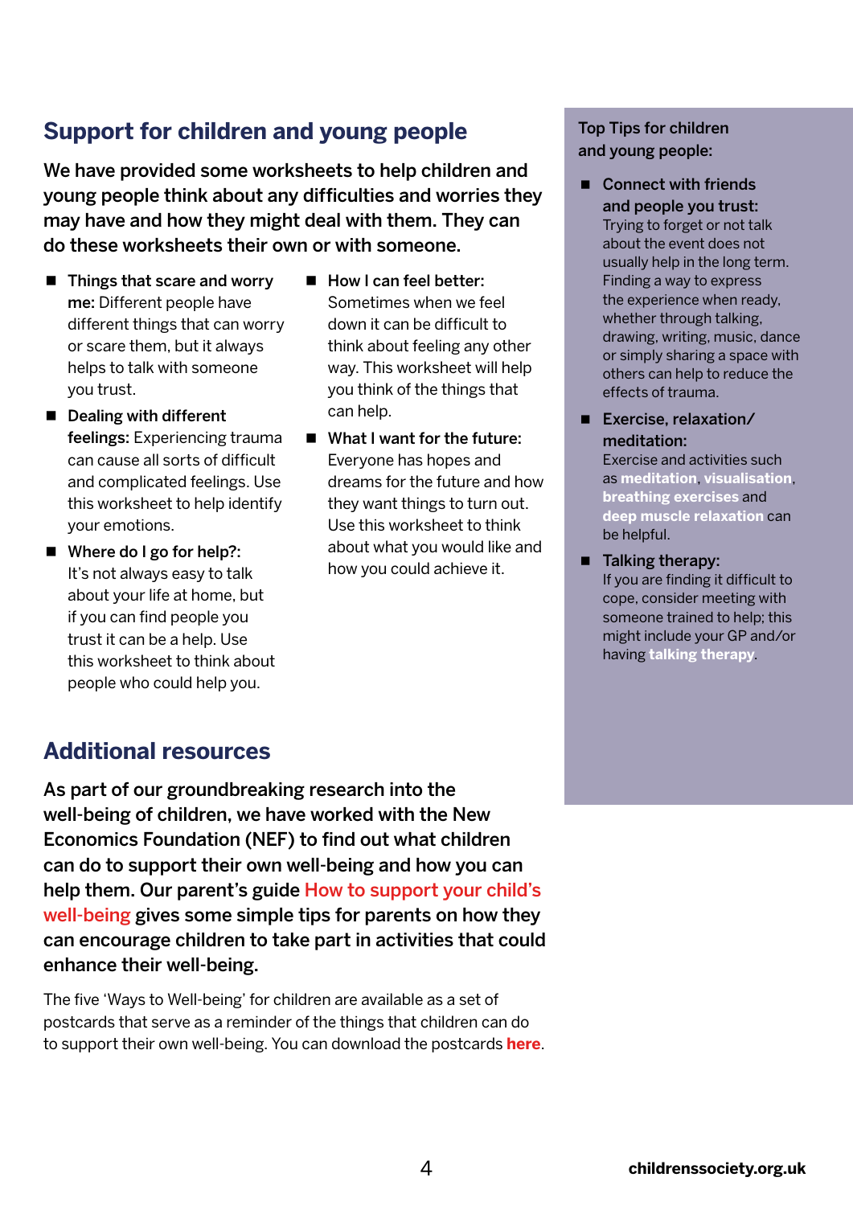## Support for children and young people

**We have provided some worksheets to help children and young people think about any difficulties and worries they may have and how they might deal with them. They can do these worksheets their own or with someone.**

- **Things that scare and worry me:** Different people have different things that can worry or scare them, but it always helps to talk with someone you trust.
- **Dealing with different feelings:** Experiencing trauma can cause all sorts of difficult and complicated feelings. Use this worksheet to help identify your emotions.
- **Where do I go for help?:** It's not always easy to talk about your life at home, but if you can find people you trust it can be a help. Use this worksheet to think about people who could help you.
- **How I can feel better:** Sometimes when we feel down it can be difficult to think about feeling any other way. This worksheet will help you think of the things that can help.
- **What I want for the future:** Everyone has hopes and dreams for the future and how they want things to turn out. Use this worksheet to think about what you would like and how you could achieve it.

## Additional resources

**As part of our groundbreaking research into the well-being of children, we have worked with the New Economics Foundation (NEF) to find out what children can do to support their own well-being and how you can help them. Our parent's guide How to support your child's well-being gives some simple tips for parents on how they can encourage children to take part in activities that could enhance their well-being.**

The five 'Ways to Well-being' for children are available as a set of postcards that serve as a reminder of the things that children can do to support their own well-being. You can download the postcards **here**.

**Top Tips for children and young people:**

- **Connect with friends and people you trust:** Trying to forget or not talk about the event does not usually help in the long term. Finding a way to express the experience when ready, whether through talking, drawing, writing, music, dance or simply sharing a space with others can help to reduce the effects of trauma.
- **Exercise, relaxation/ meditation:** Exercise and activities such as **meditation**, **visualisation**, **breathing exercises** and **deep muscle relaxation** can be helpful.
- **Talking therapy:** If you are finding it difficult to cope, consider meeting with someone trained to help; this might include your GP and/or having **talking therapy**.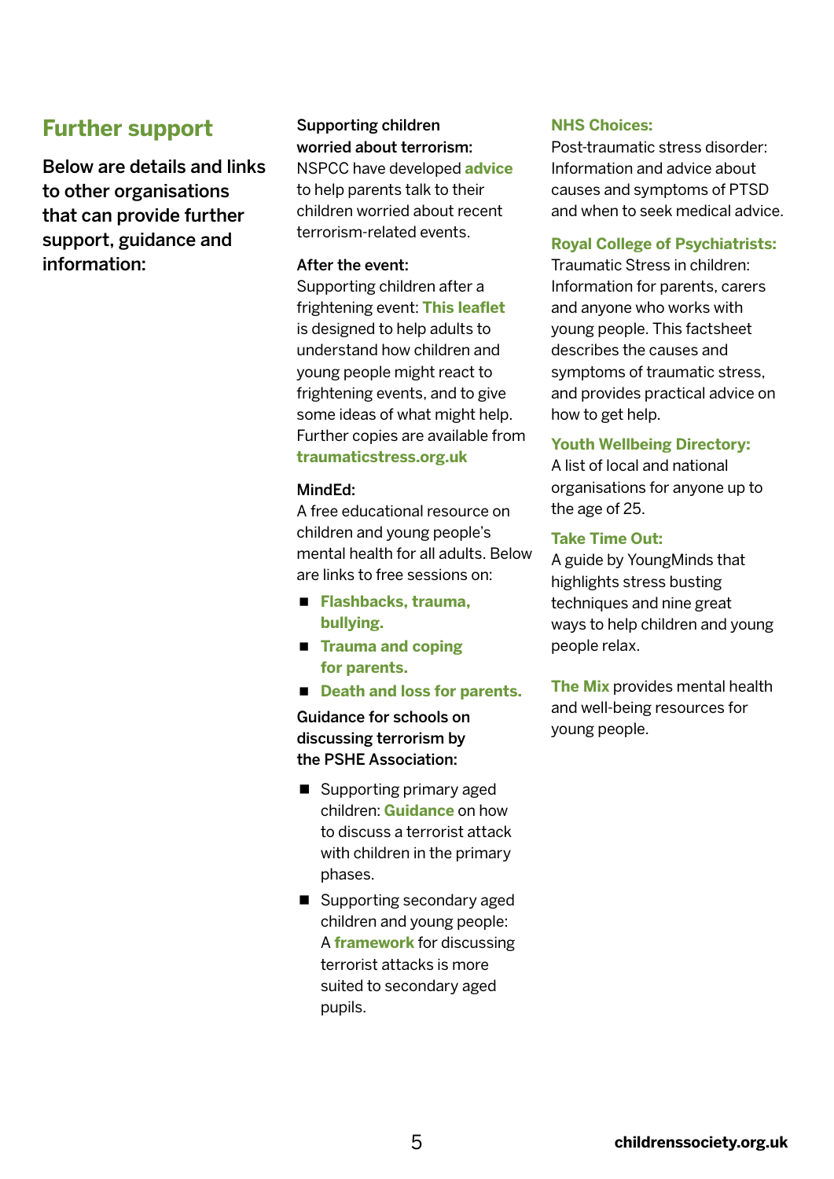## Further support

**Below are details and links to other organisations that can provide further support, guidance and information:**

**Supporting children worried about terrorism:**
NSPCC have developed **advice** to help parents talk to their children worried about recent terrorism-related events.

**After the event:**
Supporting children after a frightening event: **This leaflet** is designed to help adults to understand how children and young people might react to frightening events, and to give some ideas of what might help. Further copies are available from **traumaticstress.org.uk**

**MindEd:**
A free educational resource on children and young people's mental health for all adults. Below are links to free sessions on:

- **Flashbacks, trauma, bullying.**
- **Trauma and coping for parents.**
- **Death and loss for parents.**

**Guidance for schools on discussing terrorism by the PSHE Association:**

- Supporting primary aged children: **Guidance** on how to discuss a terrorist attack with children in the primary phases.
- Supporting secondary aged children and young people: A **framework** for discussing terrorist attacks is more suited to secondary aged pupils.

**NHS Choices:**
Post-traumatic stress disorder: Information and advice about causes and symptoms of PTSD and when to seek medical advice.

**Royal College of Psychiatrists:**
Traumatic Stress in children: Information for parents, carers and anyone who works with young people. This factsheet describes the causes and symptoms of traumatic stress, and provides practical advice on how to get help.

**Youth Wellbeing Directory:**
A list of local and national organisations for anyone up to the age of 25.

**Take Time Out:**
A guide by YoungMinds that highlights stress busting techniques and nine great ways to help children and young people relax.

**The Mix** provides mental health and well-being resources for young people.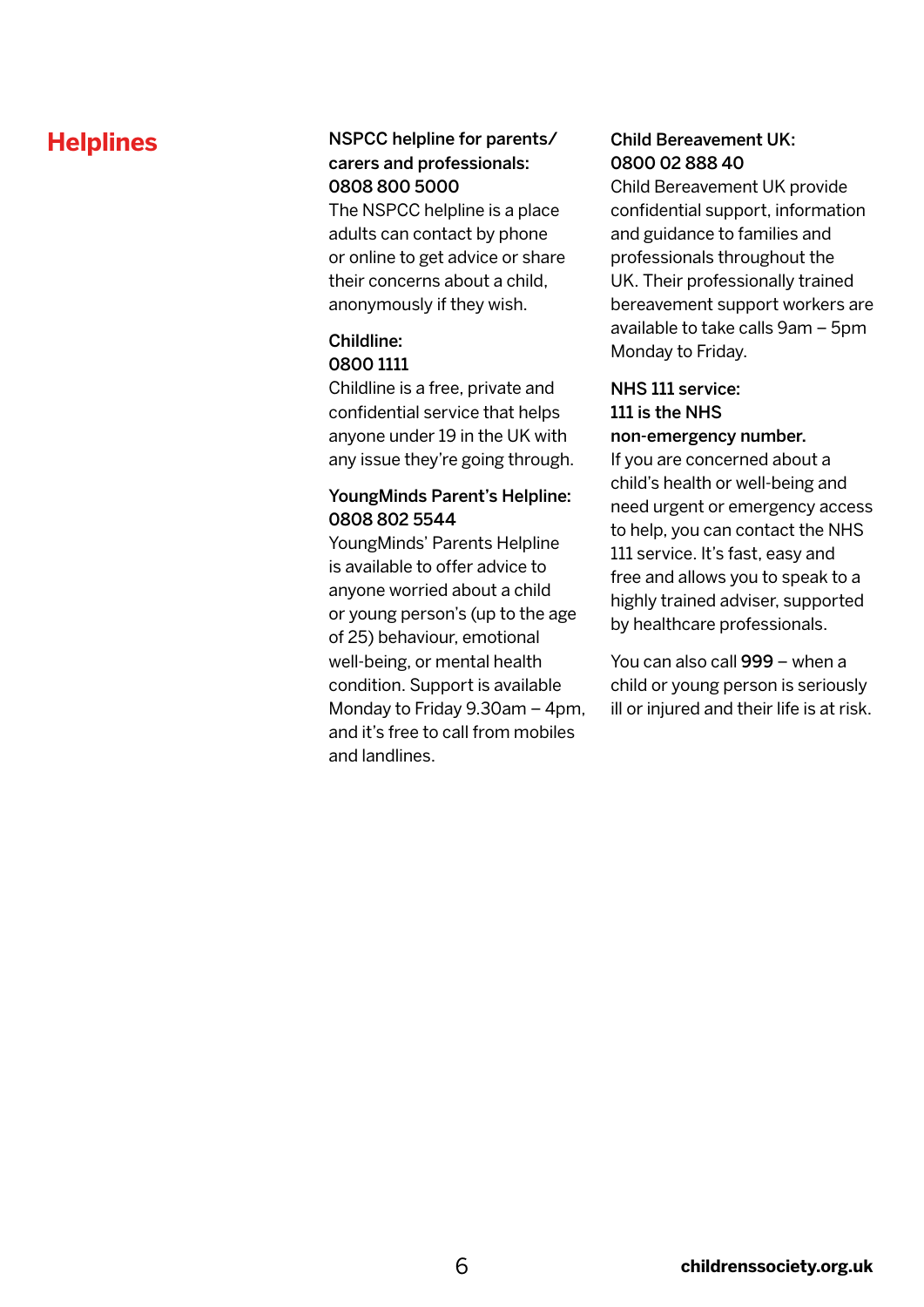# Helplines

**NSPCC helpline for parents/ carers and professionals: 0808 800 5000**
The NSPCC helpline is a place adults can contact by phone or online to get advice or share their concerns about a child, anonymously if they wish.

**Childline: 0800 1111**
Childline is a free, private and confidential service that helps anyone under 19 in the UK with any issue they're going through.

**YoungMinds Parent's Helpline: 0808 802 5544**
YoungMinds' Parents Helpline is available to offer advice to anyone worried about a child or young person's (up to the age of 25) behaviour, emotional well-being, or mental health condition. Support is available Monday to Friday 9.30am – 4pm, and it's free to call from mobiles and landlines.

**Child Bereavement UK: 0800 02 888 40**
Child Bereavement UK provide confidential support, information and guidance to families and professionals throughout the UK. Their professionally trained bereavement support workers are available to take calls 9am – 5pm Monday to Friday.

**NHS 111 service: 111 is the NHS non-emergency number.**
If you are concerned about a child's health or well-being and need urgent or emergency access to help, you can contact the NHS 111 service. It's fast, easy and free and allows you to speak to a highly trained adviser, supported by healthcare professionals.

You can also call **999** – when a child or young person is seriously ill or injured and their life is at risk.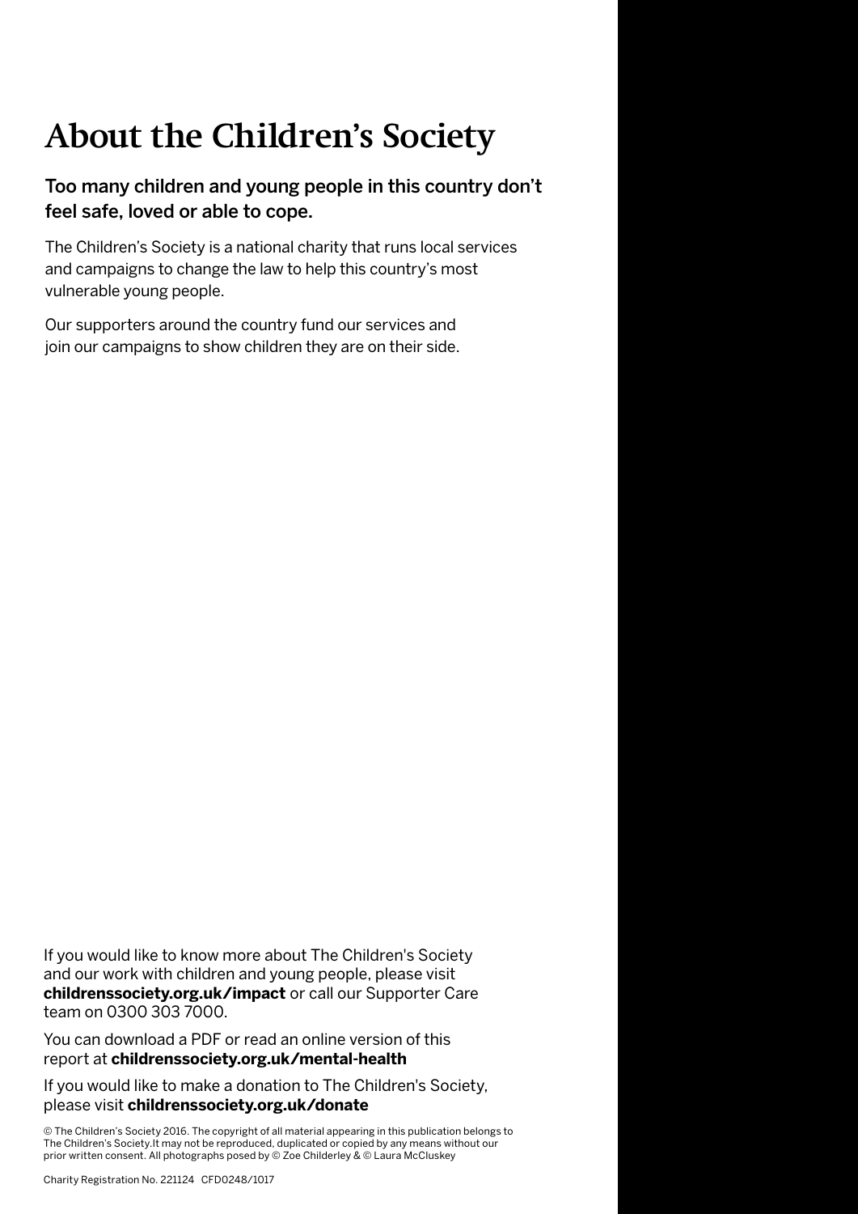# About the Children's Society

**Too many children and young people in this country don't feel safe, loved or able to cope.**

The Children's Society is a national charity that runs local services and campaigns to change the law to help this country's most vulnerable young people.

Our supporters around the country fund our services and join our campaigns to show children they are on their side.

If you would like to know more about The Children's Society and our work with children and young people, please visit **childrenssociety.org.uk/impact** or call our Supporter Care team on 0300 303 7000.

You can download a PDF or read an online version of this report at **childrenssociety.org.uk/mental-health**

If you would like to make a donation to The Children's Society, please visit **childrenssociety.org.uk/donate**

© The Children's Society 2016. The copyright of all material appearing in this publication belongs to The Children's Society.It may not be reproduced, duplicated or copied by any means without our prior written consent. All photographs posed by © Zoe Childerley & © Laura McCluskey

Charity Registration No. 221124 CFD0248/1017